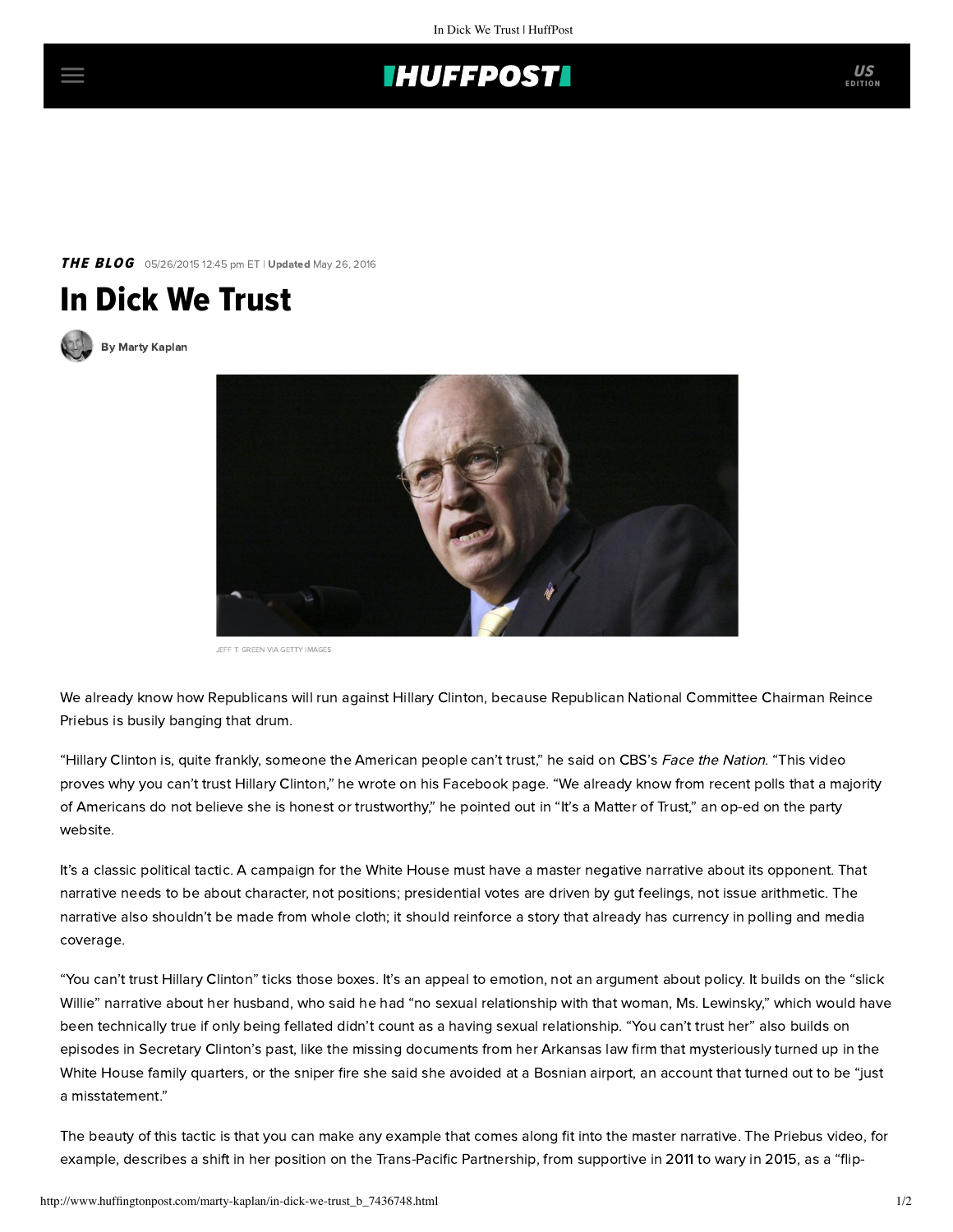**THE BLOG** 05/26/2015 12:45 pm ET | **Updated** May 26, 2016

# In Dick We Trust

By Marty Kaplan

JEFF T. GREEN VIA GETTY IMAGES

We already know how Republicans will run against Hillary Clinton, because Republican National Committee Chairman Reince Priebus is busily banging that drum.

"Hillary Clinton is, quite frankly, someone the American people can't trust," he said on CBS's *Face the Nation*. "This video proves why you can't trust Hillary Clinton," he wrote on his Facebook page. "We already know from recent polls that a majority of Americans do not believe she is honest or trustworthy," he pointed out in "It's a Matter of Trust," an op-ed on the party website.

It's a classic political tactic. A campaign for the White House must have a master negative narrative about its opponent. That narrative needs to be about character, not positions; presidential votes are driven by gut feelings, not issue arithmetic. The narrative also shouldn't be made from whole cloth; it should reinforce a story that already has currency in polling and media coverage.

"You can't trust Hillary Clinton" ticks those boxes. It's an appeal to emotion, not an argument about policy. It builds on the "slick Willie" narrative about her husband, who said he had "no sexual relationship with that woman, Ms. Lewinsky," which would have been technically true if only being fellated didn't count as a having sexual relationship. "You can't trust her" also builds on episodes in Secretary Clinton's past, like the missing documents from her Arkansas law firm that mysteriously turned up in the White House family quarters, or the sniper fire she said she avoided at a Bosnian airport, an account that turned out to be "just a misstatement."

The beauty of this tactic is that you can make any example that comes along fit into the master narrative. The Priebus video, for example, describes a shift in her position on the Trans-Pacific Partnership, from supportive in 2011 to wary in 2015, as a "flip-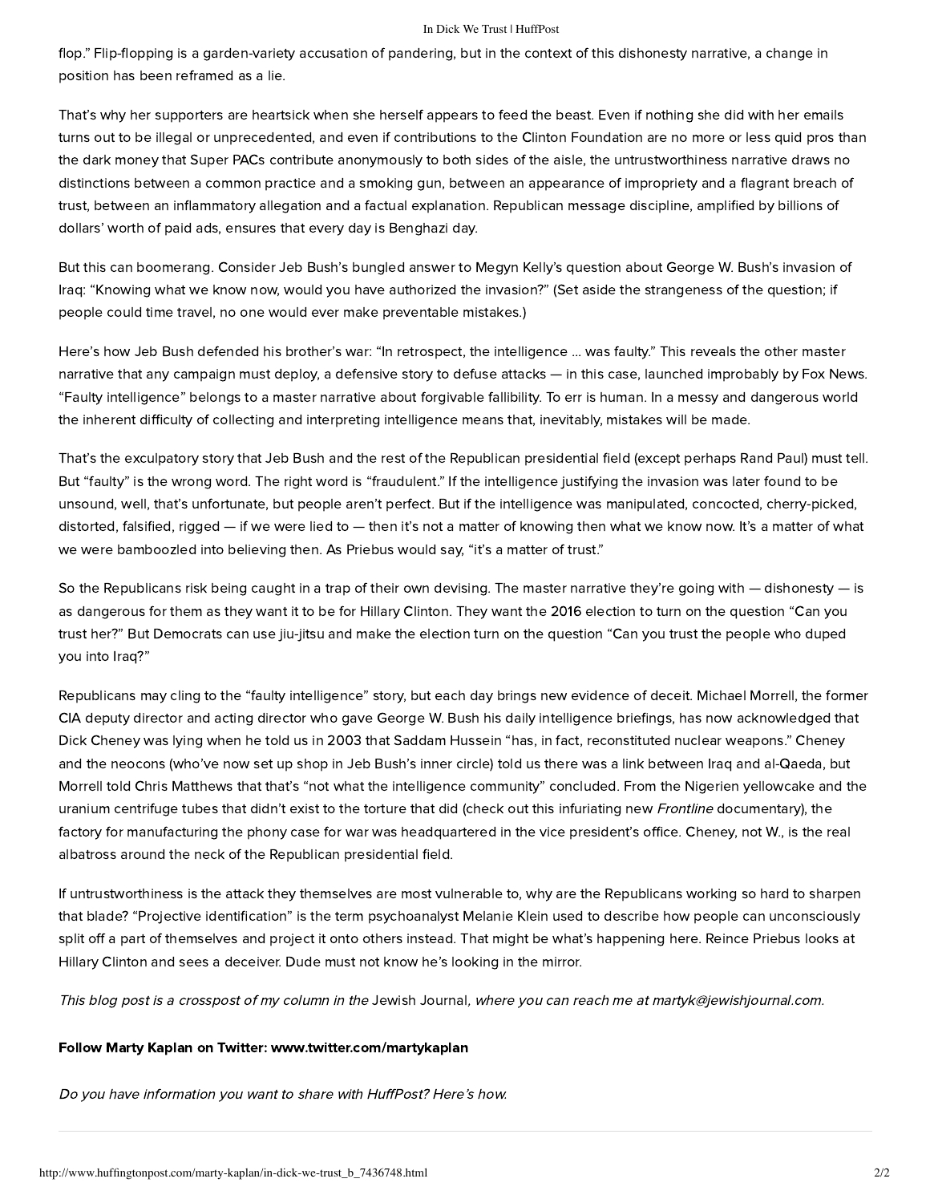flop." Flip-flopping is a garden-variety accusation of pandering, but in the context of this dishonesty narrative, a change in position has been reframed as a lie.

That's why her supporters are heartsick when she herself appears to feed the beast. Even if nothing she did with her emails turns out to be illegal or unprecedented, and even if contributions to the Clinton Foundation are no more or less quid pros than the dark money that Super PACs contribute anonymously to both sides of the aisle, the untrustworthiness narrative draws no distinctions between a common practice and a smoking gun, between an appearance of impropriety and a flagrant breach of trust, between an inflammatory allegation and a factual explanation. Republican message discipline, amplified by billions of dollars' worth of paid ads, ensures that every day is Benghazi day.

But this can boomerang. Consider Jeb Bush's bungled answer to Megyn Kelly's question about George W. Bush's invasion of Iraq: "Knowing what we know now, would you have authorized the invasion?" (Set aside the strangeness of the question; if people could time travel, no one would ever make preventable mistakes.)

Here's how Jeb Bush defended his brother's war: "In retrospect, the intelligence ... was faulty." This reveals the other master narrative that any campaign must deploy, a defensive story to defuse attacks — in this case, launched improbably by Fox News. "Faulty intelligence" belongs to a master narrative about forgivable fallibility. To err is human. In a messy and dangerous world the inherent difficulty of collecting and interpreting intelligence means that, inevitably, mistakes will be made.

That's the exculpatory story that Jeb Bush and the rest of the Republican presidential field (except perhaps Rand Paul) must tell. But "faulty" is the wrong word. The right word is "fraudulent." If the intelligence justifying the invasion was later found to be unsound, well, that's unfortunate, but people aren't perfect. But if the intelligence was manipulated, concocted, cherry-picked, distorted, falsified, rigged — if we were lied to — then it's not a matter of knowing then what we know now. It's a matter of what we were bamboozled into believing then. As Priebus would say, "it's a matter of trust."

So the Republicans risk being caught in a trap of their own devising. The master narrative they're going with — dishonesty — is as dangerous for them as they want it to be for Hillary Clinton. They want the 2016 election to turn on the question "Can you trust her?" But Democrats can use jiu-jitsu and make the election turn on the question "Can you trust the people who duped you into Iraq?"

Republicans may cling to the "faulty intelligence" story, but each day brings new evidence of deceit. Michael Morrell, the former CIA deputy director and acting director who gave George W. Bush his daily intelligence briefings, has now acknowledged that Dick Cheney was lying when he told us in 2003 that Saddam Hussein "has, in fact, reconstituted nuclear weapons." Cheney and the neocons (who've now set up shop in Jeb Bush's inner circle) told us there was a link between Iraq and al-Qaeda, but Morrell told Chris Matthews that that's "not what the intelligence community" concluded. From the Nigerien yellowcake and the uranium centrifuge tubes that didn't exist to the torture that did (check out this infuriating new *Frontline* documentary), the factory for manufacturing the phony case for war was headquartered in the vice president's office. Cheney, not W., is the real albatross around the neck of the Republican presidential field.

If untrustworthiness is the attack they themselves are most vulnerable to, why are the Republicans working so hard to sharpen that blade? "Projective identification" is the term psychoanalyst Melanie Klein used to describe how people can unconsciously split off a part of themselves and project it onto others instead. That might be what's happening here. Reince Priebus looks at Hillary Clinton and sees a deceiver. Dude must not know he's looking in the mirror.

*This blog post is a crosspost of my column in the* Jewish Journal*, where you can reach me at martyk@jewishjournal.com.*

**Follow Marty Kaplan on Twitter: www.twitter.com/martykaplan**

*Do you have information you want to share with HuffPost? Here's how.*